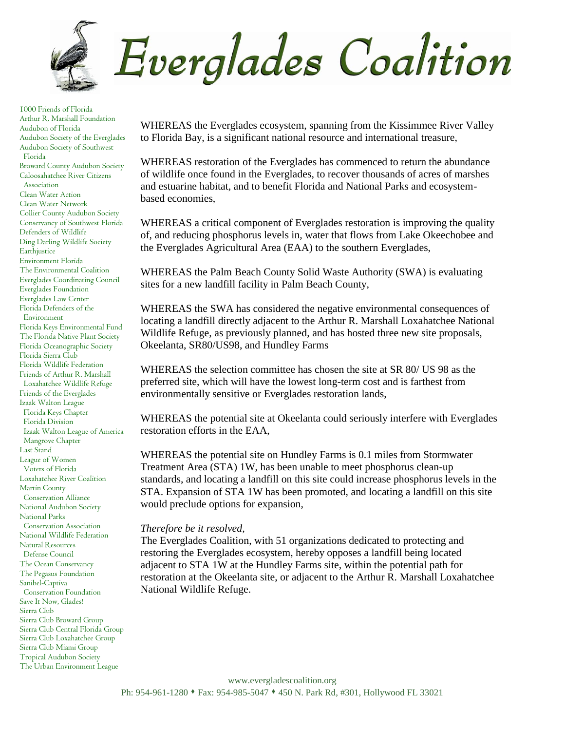# Everglades Coalition

1000 Friends of Florida
Arthur R. Marshall Foundation
Audubon of Florida
Audubon Society of the Everglades
Audubon Society of Southwest Florida
Broward County Audubon Society
Caloosahatchee River Citizens Association
Clean Water Action
Clean Water Network
Collier County Audubon Society
Conservancy of Southwest Florida
Defenders of Wildlife
Ding Darling Wildlife Society
Earthjustice
Environment Florida
The Environmental Coalition
Everglades Coordinating Council
Everglades Foundation
Everglades Law Center
Florida Defenders of the Environment
Florida Keys Environmental Fund
The Florida Native Plant Society
Florida Oceanographic Society
Florida Sierra Club
Florida Wildlife Federation
Friends of Arthur R. Marshall Loxahatchee Wildlife Refuge
Friends of the Everglades
Izaak Walton League
Florida Keys Chapter
Florida Division
Izaak Walton League of America
Mangrove Chapter
Last Stand
League of Women Voters of Florida
Loxahatchee River Coalition
Martin County Conservation Alliance
National Audubon Society
National Parks Conservation Association
National Wildlife Federation
Natural Resources Defense Council
The Ocean Conservancy
The Pegasus Foundation
Sanibel-Captiva Conservation Foundation
Save It Now, Glades!
Sierra Club
Sierra Club Broward Group
Sierra Club Central Florida Group
Sierra Club Loxahatchee Group
Sierra Club Miami Group
Tropical Audubon Society
The Urban Environment League

WHEREAS the Everglades ecosystem, spanning from the Kissimmee River Valley to Florida Bay, is a significant national resource and international treasure,

WHEREAS restoration of the Everglades has commenced to return the abundance of wildlife once found in the Everglades, to recover thousands of acres of marshes and estuarine habitat, and to benefit Florida and National Parks and ecosystem-based economies,

WHEREAS a critical component of Everglades restoration is improving the quality of, and reducing phosphorus levels in, water that flows from Lake Okeechobee and the Everglades Agricultural Area (EAA) to the southern Everglades,

WHEREAS the Palm Beach County Solid Waste Authority (SWA) is evaluating sites for a new landfill facility in Palm Beach County,

WHEREAS the SWA has considered the negative environmental consequences of locating a landfill directly adjacent to the Arthur R. Marshall Loxahatchee National Wildlife Refuge, as previously planned, and has hosted three new site proposals, Okeelanta, SR80/US98, and Hundley Farms

WHEREAS the selection committee has chosen the site at SR 80/ US 98 as the preferred site, which will have the lowest long-term cost and is farthest from environmentally sensitive or Everglades restoration lands,

WHEREAS the potential site at Okeelanta could seriously interfere with Everglades restoration efforts in the EAA,

WHEREAS the potential site on Hundley Farms is 0.1 miles from Stormwater Treatment Area (STA) 1W, has been unable to meet phosphorus clean-up standards, and locating a landfill on this site could increase phosphorus levels in the STA. Expansion of STA 1W has been promoted, and locating a landfill on this site would preclude options for expansion,

*Therefore be it resolved,*
The Everglades Coalition, with 51 organizations dedicated to protecting and restoring the Everglades ecosystem, hereby opposes a landfill being located adjacent to STA 1W at the Hundley Farms site, within the potential path for restoration at the Okeelanta site, or adjacent to the Arthur R. Marshall Loxahatchee National Wildlife Refuge.

www.evergladescoalition.org
Ph: 954-961-1280 ♦ Fax: 954-985-5047 ♦ 450 N. Park Rd, #301, Hollywood FL 33021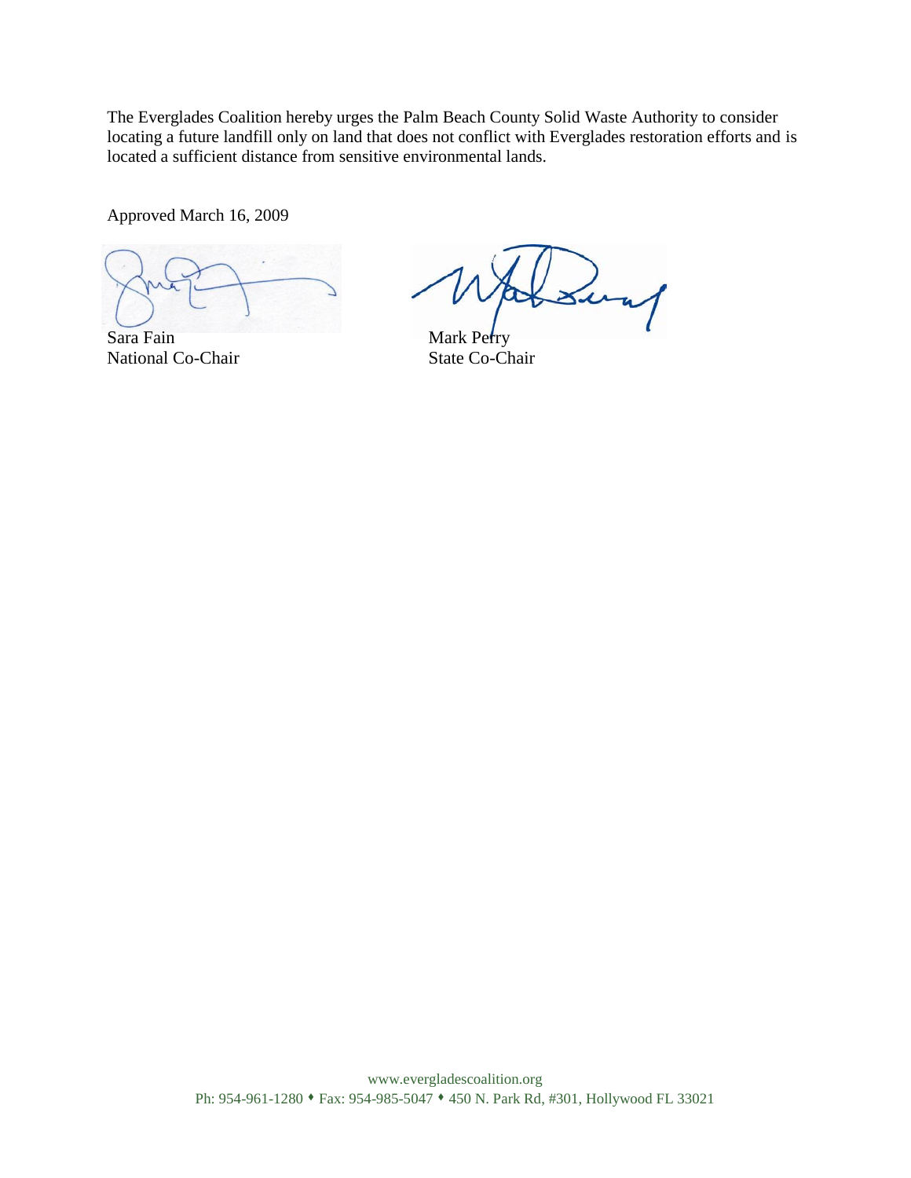The Everglades Coalition hereby urges the Palm Beach County Solid Waste Authority to consider locating a future landfill only on land that does not conflict with Everglades restoration efforts and is located a sufficient distance from sensitive environmental lands.

Approved March 16, 2009

Sara Fain
National Co-Chair

Mark Perry
State Co-Chair

www.evergladescoalition.org
Ph: 954-961-1280 ♦ Fax: 954-985-5047 ♦ 450 N. Park Rd, #301, Hollywood FL 33021